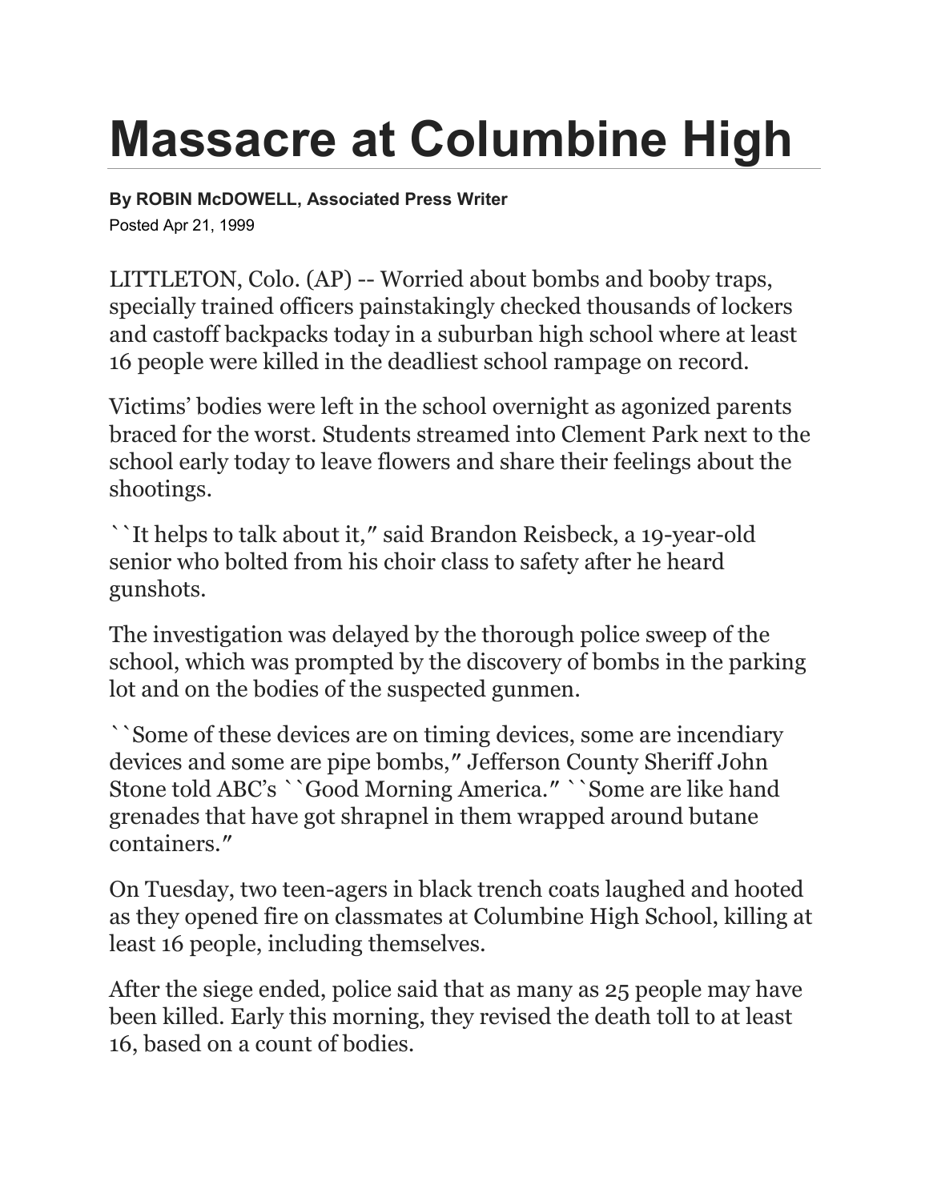# Massacre at Columbine High

**By ROBIN McDOWELL, Associated Press Writer**

Posted Apr 21, 1999

LITTLETON, Colo. (AP) -- Worried about bombs and booby traps, specially trained officers painstakingly checked thousands of lockers and castoff backpacks today in a suburban high school where at least 16 people were killed in the deadliest school rampage on record.

Victims' bodies were left in the school overnight as agonized parents braced for the worst. Students streamed into Clement Park next to the school early today to leave flowers and share their feelings about the shootings.

``It helps to talk about it,'' said Brandon Reisbeck, a 19-year-old senior who bolted from his choir class to safety after he heard gunshots.

The investigation was delayed by the thorough police sweep of the school, which was prompted by the discovery of bombs in the parking lot and on the bodies of the suspected gunmen.

``Some of these devices are on timing devices, some are incendiary devices and some are pipe bombs,'' Jefferson County Sheriff John Stone told ABC's ``Good Morning America.'' ``Some are like hand grenades that have got shrapnel in them wrapped around butane containers.''

On Tuesday, two teen-agers in black trench coats laughed and hooted as they opened fire on classmates at Columbine High School, killing at least 16 people, including themselves.

After the siege ended, police said that as many as 25 people may have been killed. Early this morning, they revised the death toll to at least 16, based on a count of bodies.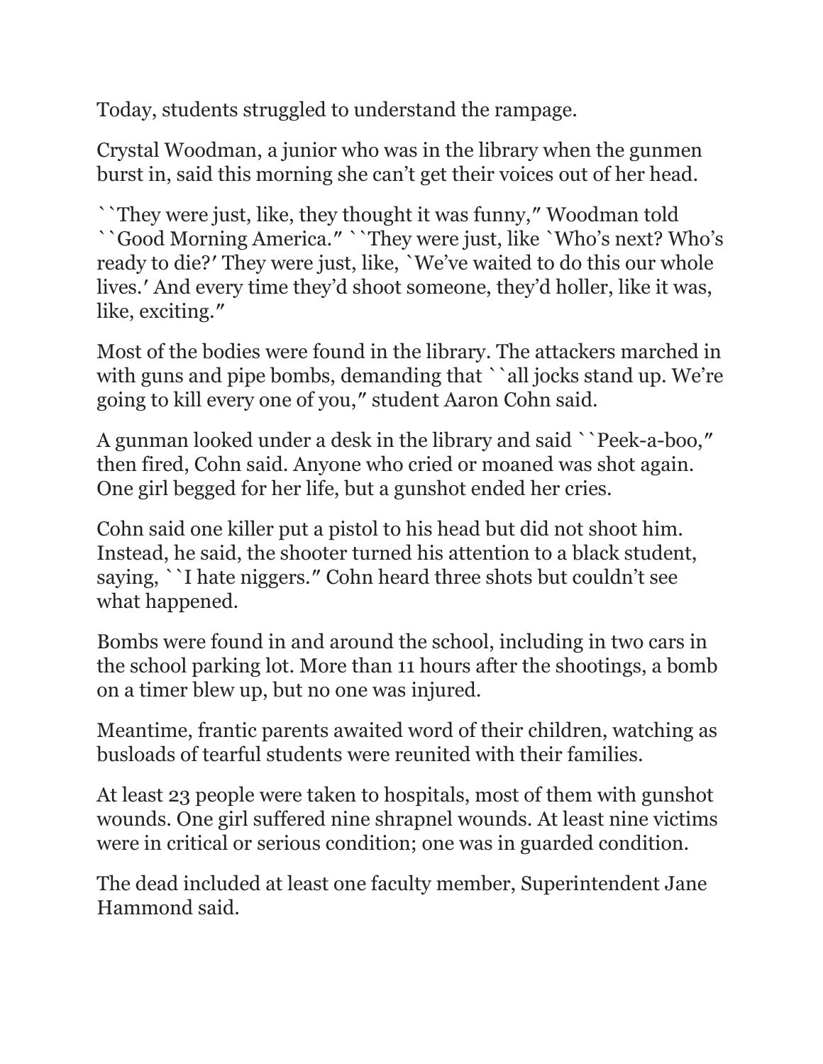Today, students struggled to understand the rampage.

Crystal Woodman, a junior who was in the library when the gunmen burst in, said this morning she can't get their voices out of her head.

``They were just, like, they thought it was funny,″ Woodman told ``Good Morning America.″ ``They were just, like `Who's next? Who's ready to die?′ They were just, like, `We've waited to do this our whole lives.′ And every time they'd shoot someone, they'd holler, like it was, like, exciting.″

Most of the bodies were found in the library. The attackers marched in with guns and pipe bombs, demanding that ``all jocks stand up. We're going to kill every one of you,″ student Aaron Cohn said.

A gunman looked under a desk in the library and said ``Peek-a-boo,″ then fired, Cohn said. Anyone who cried or moaned was shot again. One girl begged for her life, but a gunshot ended her cries.

Cohn said one killer put a pistol to his head but did not shoot him. Instead, he said, the shooter turned his attention to a black student, saying, ``I hate niggers.″ Cohn heard three shots but couldn't see what happened.

Bombs were found in and around the school, including in two cars in the school parking lot. More than 11 hours after the shootings, a bomb on a timer blew up, but no one was injured.

Meantime, frantic parents awaited word of their children, watching as busloads of tearful students were reunited with their families.

At least 23 people were taken to hospitals, most of them with gunshot wounds. One girl suffered nine shrapnel wounds. At least nine victims were in critical or serious condition; one was in guarded condition.

The dead included at least one faculty member, Superintendent Jane Hammond said.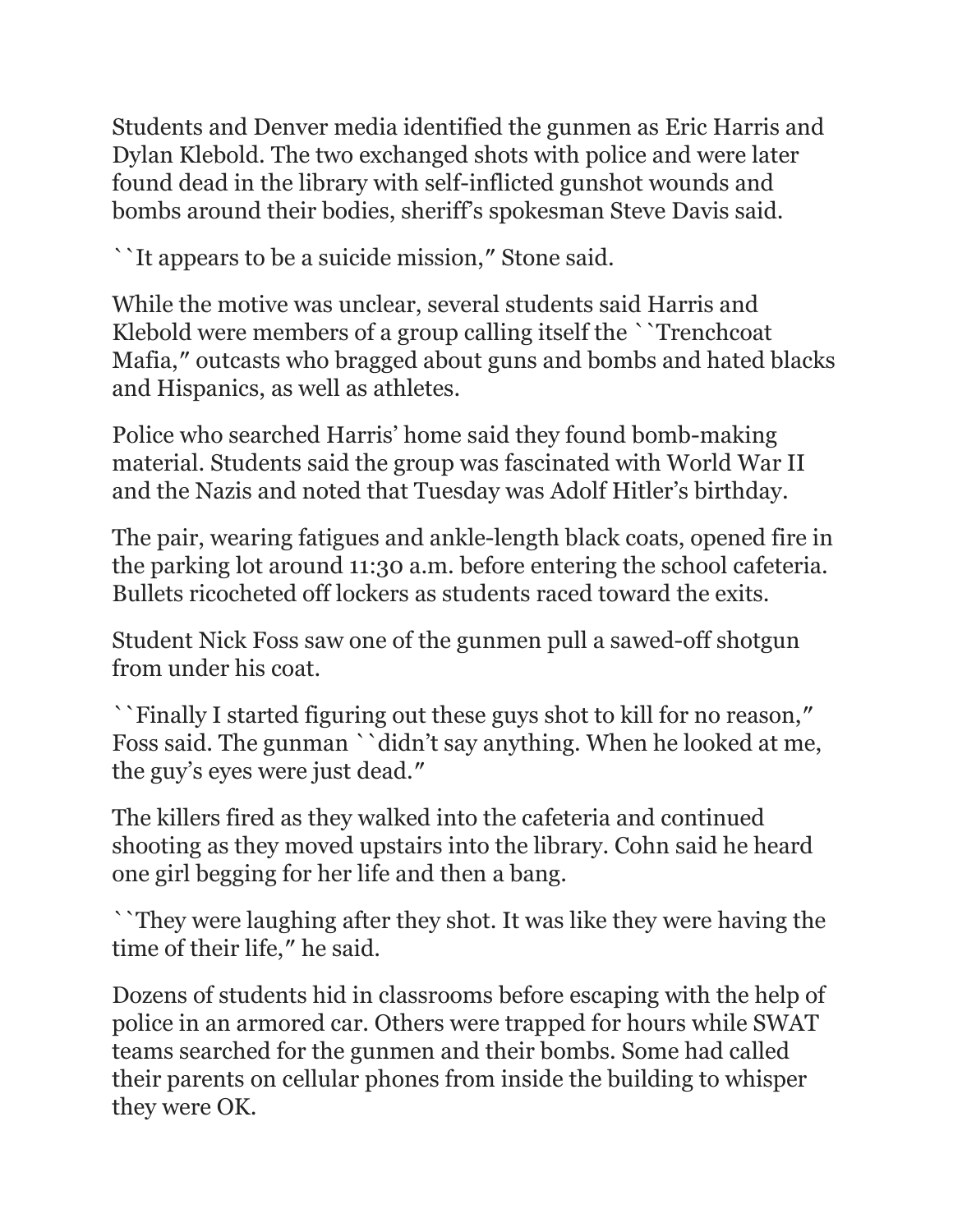Students and Denver media identified the gunmen as Eric Harris and Dylan Klebold. The two exchanged shots with police and were later found dead in the library with self-inflicted gunshot wounds and bombs around their bodies, sheriff's spokesman Steve Davis said.

``It appears to be a suicide mission,″ Stone said.

While the motive was unclear, several students said Harris and Klebold were members of a group calling itself the ``Trenchcoat Mafia,″ outcasts who bragged about guns and bombs and hated blacks and Hispanics, as well as athletes.

Police who searched Harris' home said they found bomb-making material. Students said the group was fascinated with World War II and the Nazis and noted that Tuesday was Adolf Hitler's birthday.

The pair, wearing fatigues and ankle-length black coats, opened fire in the parking lot around 11:30 a.m. before entering the school cafeteria. Bullets ricocheted off lockers as students raced toward the exits.

Student Nick Foss saw one of the gunmen pull a sawed-off shotgun from under his coat.

``Finally I started figuring out these guys shot to kill for no reason,″ Foss said. The gunman ``didn't say anything. When he looked at me, the guy's eyes were just dead.″

The killers fired as they walked into the cafeteria and continued shooting as they moved upstairs into the library. Cohn said he heard one girl begging for her life and then a bang.

``They were laughing after they shot. It was like they were having the time of their life,″ he said.

Dozens of students hid in classrooms before escaping with the help of police in an armored car. Others were trapped for hours while SWAT teams searched for the gunmen and their bombs. Some had called their parents on cellular phones from inside the building to whisper they were OK.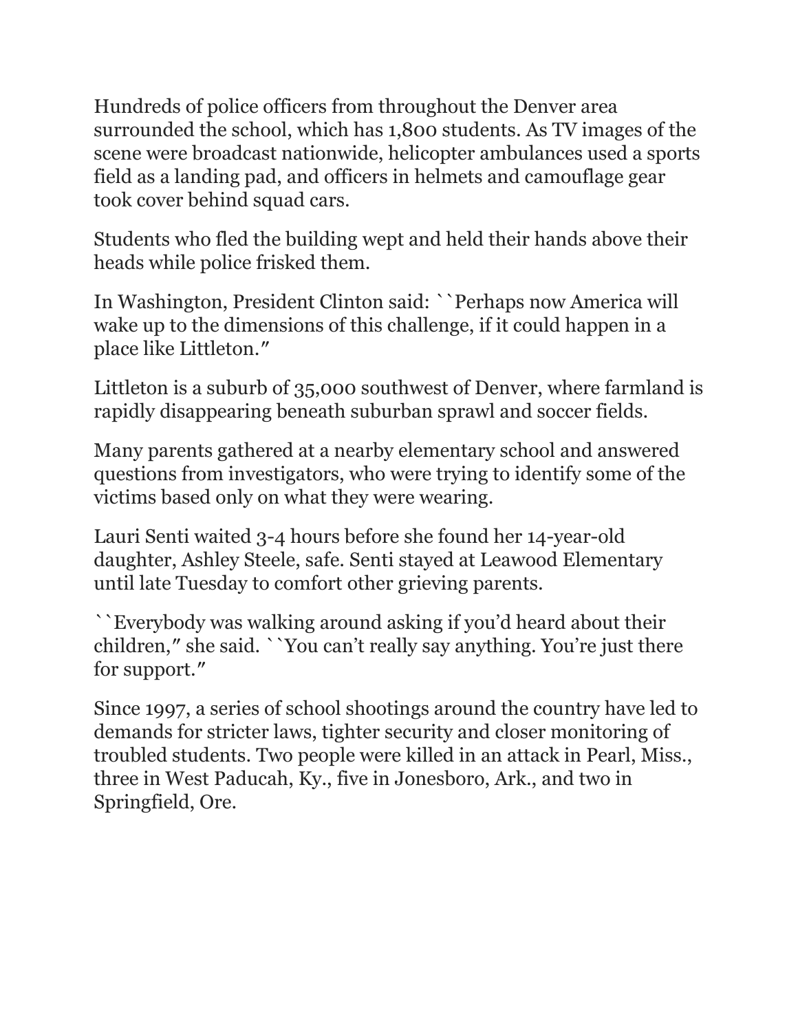Hundreds of police officers from throughout the Denver area surrounded the school, which has 1,800 students. As TV images of the scene were broadcast nationwide, helicopter ambulances used a sports field as a landing pad, and officers in helmets and camouflage gear took cover behind squad cars.

Students who fled the building wept and held their hands above their heads while police frisked them.

In Washington, President Clinton said: ``Perhaps now America will wake up to the dimensions of this challenge, if it could happen in a place like Littleton.″

Littleton is a suburb of 35,000 southwest of Denver, where farmland is rapidly disappearing beneath suburban sprawl and soccer fields.

Many parents gathered at a nearby elementary school and answered questions from investigators, who were trying to identify some of the victims based only on what they were wearing.

Lauri Senti waited 3-4 hours before she found her 14-year-old daughter, Ashley Steele, safe. Senti stayed at Leawood Elementary until late Tuesday to comfort other grieving parents.

``Everybody was walking around asking if you'd heard about their children,″ she said. ``You can't really say anything. You're just there for support.″

Since 1997, a series of school shootings around the country have led to demands for stricter laws, tighter security and closer monitoring of troubled students. Two people were killed in an attack in Pearl, Miss., three in West Paducah, Ky., five in Jonesboro, Ark., and two in Springfield, Ore.